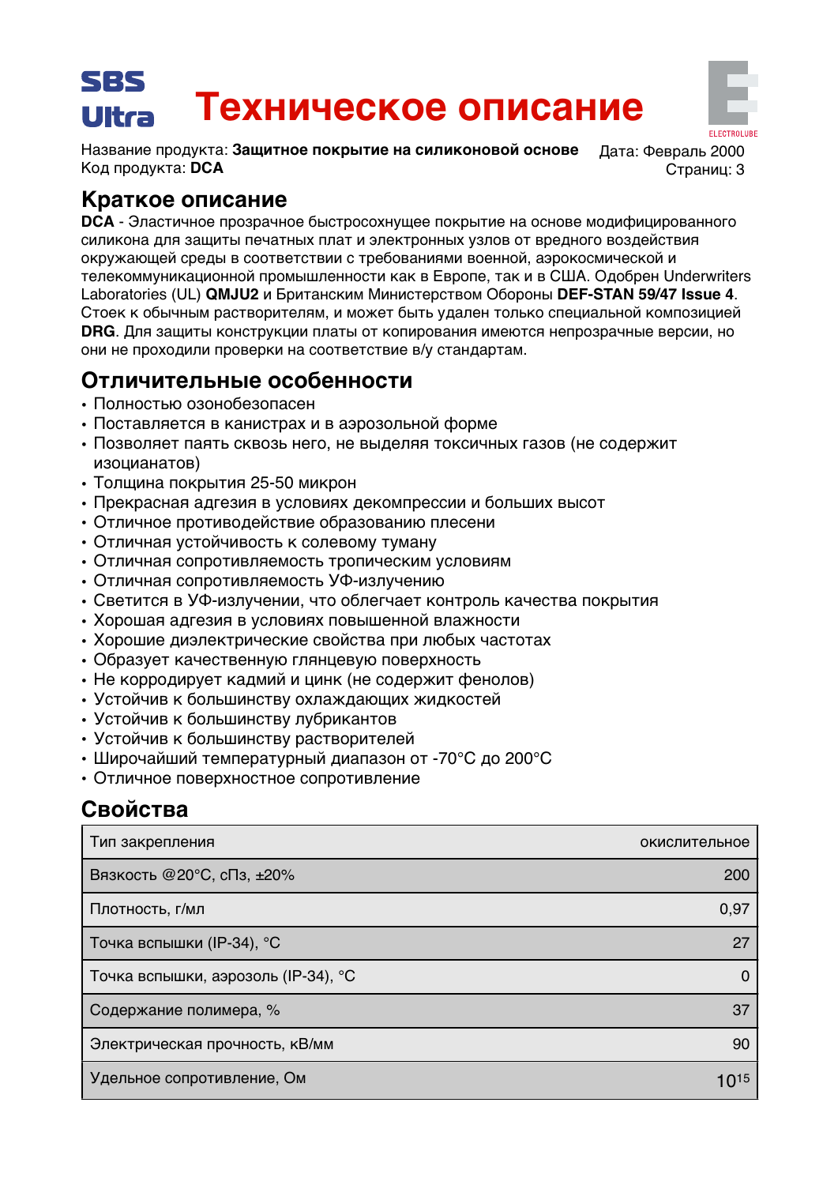**SBS Ultra**

# Техническое описание

Название продукта: **Защитное покрытие на силиконовой основе**
Код продукта: **DCA**

Дата: Февраль 2000
Страниц: 3

## Краткое описание

**DCA** - Эластичное прозрачное быстросохнущее покрытие на основе модифицированного силикона для защиты печатных плат и электронных узлов от вредного воздействия окружающей среды в соответствии с требованиями военной, аэрокосмической и телекоммуникационной промышленности как в Европе, так и в США. Одобрен Underwriters Laboratories (UL) **QMJU2** и Британским Министерством Обороны **DEF-STAN 59/47 Issue 4**. Стоек к обычным растворителям, и может быть удален только специальной композицией **DRG**. Для защиты конструкции платы от копирования имеются непрозрачные версии, но они не проходили проверки на соответствие в/у стандартам.

## Отличительные особенности

- Полностью озонобезопасен
- Поставляется в канистрах и в аэрозольной форме
- Позволяет паять сквозь него, не выделяя токсичных газов (не содержит изоцианатов)
- Толщина покрытия 25-50 микрон
- Прекрасная адгезия в условиях декомпрессии и больших высот
- Отличное противодействие образованию плесени
- Отличная устойчивость к солевому туману
- Отличная сопротивляемость тропическим условиям
- Отличная сопротивляемость УФ-излучению
- Светится в УФ-излучении, что облегчает контроль качества покрытия
- Хорошая адгезия в условиях повышенной влажности
- Хорошие диэлектрические свойства при любых частотах
- Образует качественную глянцевую поверхность
- Не корродирует кадмий и цинк (не содержит фенолов)
- Устойчив к большинству охлаждающих жидкостей
- Устойчив к большинству лубрикантов
- Устойчив к большинству растворителей
- Широчайший температурный диапазон от -70°C до 200°C
- Отличное поверхностное сопротивление

## Свойства

| Свойство | Значение |
|---|---|
| Тип закрепления | окислительное |
| Вязкость @20°C, сПз, ±20% | 200 |
| Плотность, г/мл | 0,97 |
| Точка вспышки (IP-34), °C | 27 |
| Точка вспышки, аэрозоль (IP-34), °C | 0 |
| Содержание полимера, % | 37 |
| Электрическая прочность, кВ/мм | 90 |
| Удельное сопротивление, Ом | $10^{15}$ |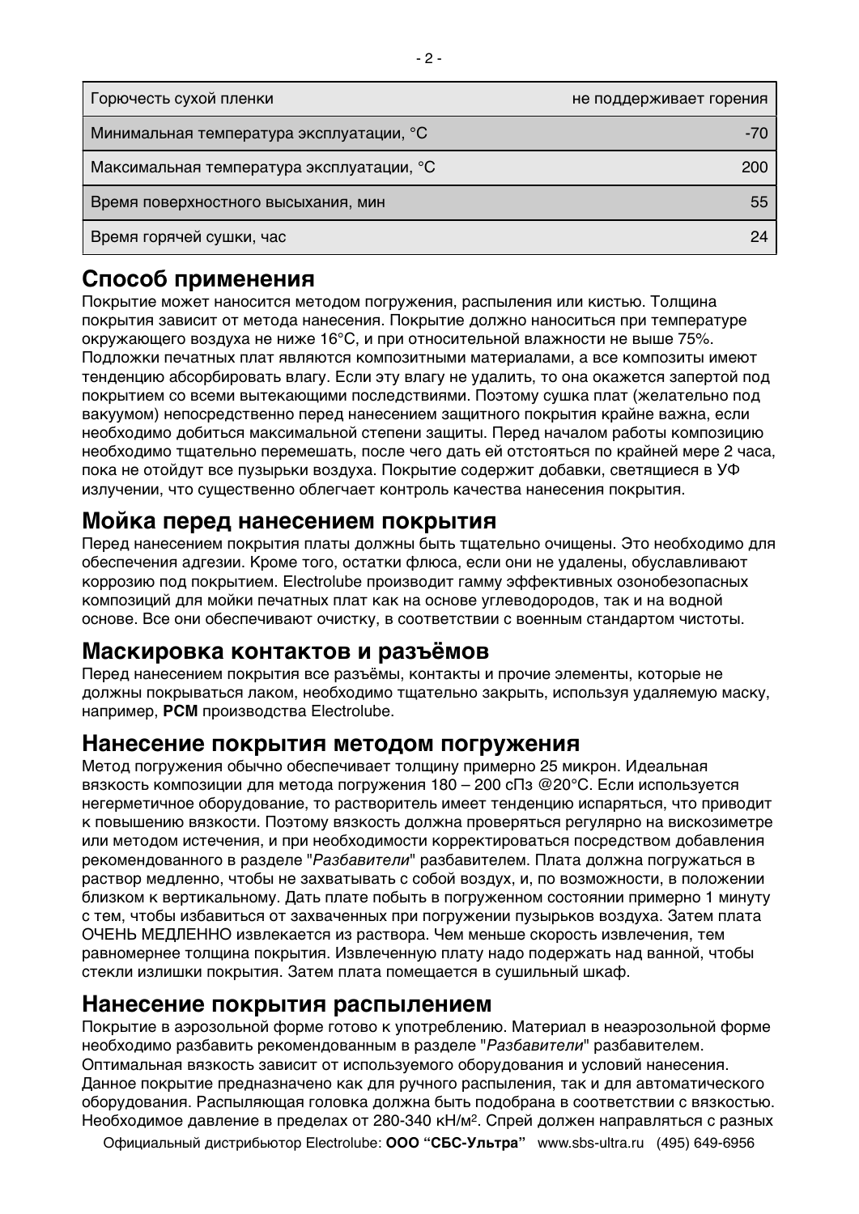| | |
|---|---|
| Горючесть сухой пленки | не поддерживает горения |
| Минимальная температура эксплуатации, °С | -70 |
| Максимальная температура эксплуатации, °С | 200 |
| Время поверхностного высыхания, мин | 55 |
| Время горячей сушки, час | 24 |

## Способ применения

Покрытие может наносится методом погружения, распыления или кистью. Толщина покрытия зависит от метода нанесения. Покрытие должно наноситься при температуре окружающего воздуха не ниже 16°С, и при относительной влажности не выше 75%. Подложки печатных плат являются композитными материалами, а все композиты имеют тенденцию абсорбировать влагу. Если эту влагу не удалить, то она окажется запертой под покрытием со всеми вытекающими последствиями. Поэтому сушка плат (желательно под вакуумом) непосредственно перед нанесением защитного покрытия крайне важна, если необходимо добиться максимальной степени защиты. Перед началом работы композицию необходимо тщательно перемешать, после чего дать ей отстояться по крайней мере 2 часа, пока не отойдут все пузырьки воздуха. Покрытие содержит добавки, светящиеся в УФ излучении, что существенно облегчает контроль качества нанесения покрытия.

## Мойка перед нанесением покрытия

Перед нанесением покрытия платы должны быть тщательно очищены. Это необходимо для обеспечения адгезии. Кроме того, остатки флюса, если они не удалены, обуславливают коррозию под покрытием. Electrolube производит гамму эффективных озонобезопасных композиций для мойки печатных плат как на основе углеводородов, так и на водной основе. Все они обеспечивают очистку, в соответствии с военным стандартом чистоты.

## Маскировка контактов и разъёмов

Перед нанесением покрытия все разъёмы, контакты и прочие элементы, которые не должны покрываться лаком, необходимо тщательно закрыть, используя удаляемую маску, например, **PCM** производства Electrolube.

## Нанесение покрытия методом погружения

Метод погружения обычно обеспечивает толщину примерно 25 микрон. Идеальная вязкость композиции для метода погружения 180 – 200 сПз @20°С. Если используется негерметичное оборудование, то растворитель имеет тенденцию испаряться, что приводит к повышению вязкости. Поэтому вязкость должна проверяться регулярно на вискозиметре или методом истечения, и при необходимости корректироваться посредством добавления рекомендованного в разделе "*Разбавители*" разбавителем. Плата должна погружаться в раствор медленно, чтобы не захватывать с собой воздух, и, по возможности, в положении близком к вертикальному. Дать плате побыть в погруженном состоянии примерно 1 минуту с тем, чтобы избавиться от захваченных при погружении пузырьков воздуха. Затем плата ОЧЕНЬ МЕДЛЕННО извлекается из раствора. Чем меньше скорость извлечения, тем равномернее толщина покрытия. Извлеченную плату надо подержать над ванной, чтобы стекли излишки покрытия. Затем плата помещается в сушильный шкаф.

## Нанесение покрытия распылением

Покрытие в аэрозольной форме готово к употреблению. Материал в неаэрозольной форме необходимо разбавить рекомендованным в разделе "*Разбавители*" разбавителем. Оптимальная вязкость зависит от используемого оборудования и условий нанесения. Данное покрытие предназначено как для ручного распыления, так и для автоматического оборудования. Распыляющая головка должна быть подобрана в соответствии с вязкостью. Необходимое давление в пределах от 280-340 кН/м². Спрей должен направляться с разных

Официальный дистрибьютор Electrolube: **ООО "СБС-Ультра"** www.sbs-ultra.ru (495) 649-6956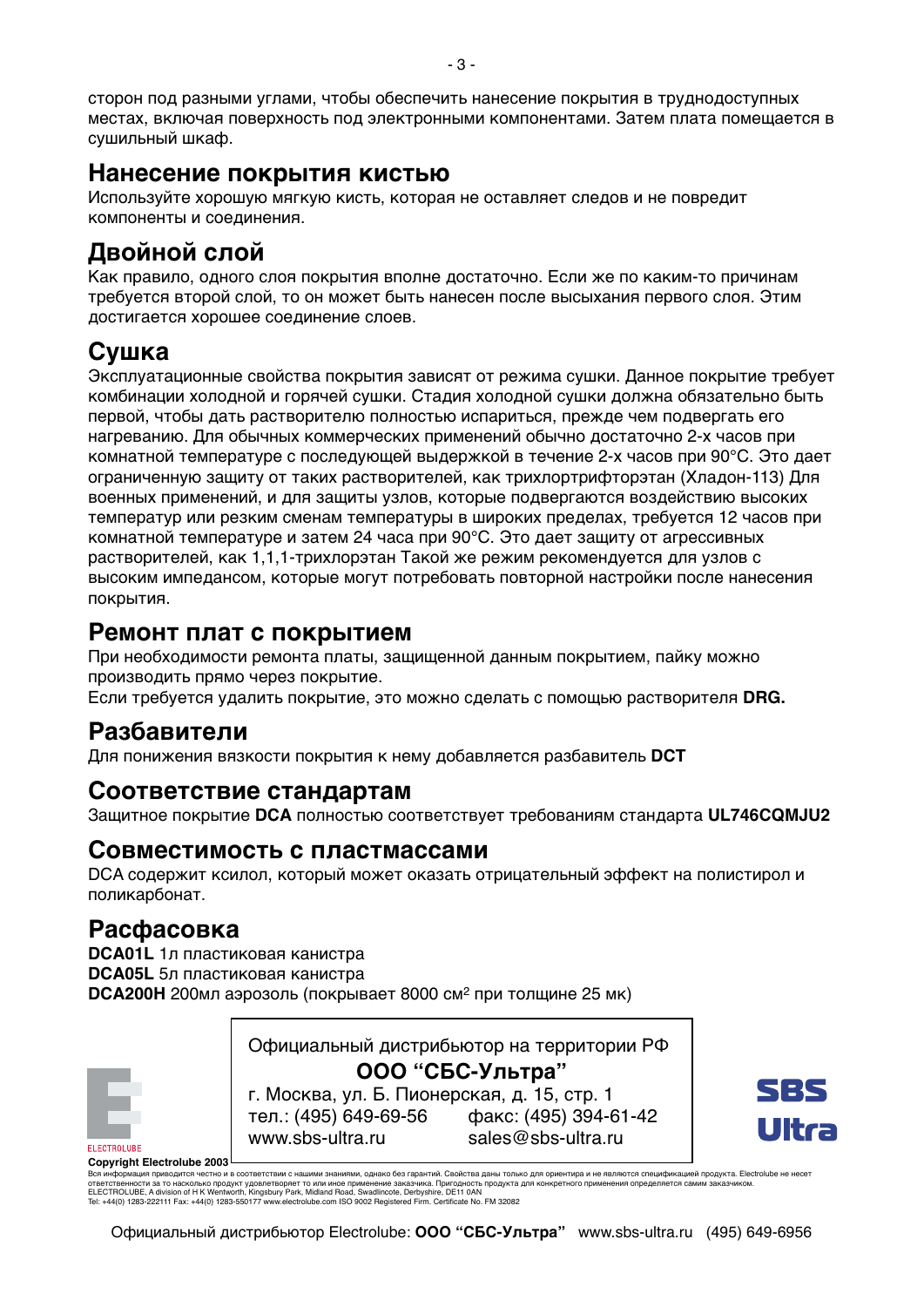сторон под разными углами, чтобы обеспечить нанесение покрытия в труднодоступных местах, включая поверхность под электронными компонентами. Затем плата помещается в сушильный шкаф.

## Нанесение покрытия кистью

Используйте хорошую мягкую кисть, которая не оставляет следов и не повредит компоненты и соединения.

## Двойной слой

Как правило, одного слоя покрытия вполне достаточно. Если же по каким-то причинам требуется второй слой, то он может быть нанесен после высыхания первого слоя. Этим достигается хорошее соединение слоев.

## Сушка

Эксплуатационные свойства покрытия зависят от режима сушки. Данное покрытие требует комбинации холодной и горячей сушки. Стадия холодной сушки должна обязательно быть первой, чтобы дать растворителю полностью испариться, прежде чем подвергать его нагреванию. Для обычных коммерческих применений обычно достаточно 2-х часов при комнатной температуре с последующей выдержкой в течение 2-х часов при 90°C. Это дает ограниченную защиту от таких растворителей, как трихлортрифторэтан (Хладон-113) Для военных применений, и для защиты узлов, которые подвергаются воздействию высоких температур или резким сменам температуры в широких пределах, требуется 12 часов при комнатной температуре и затем 24 часа при 90°C. Это дает защиту от агрессивных растворителей, как 1,1,1-трихлорэтан Такой же режим рекомендуется для узлов с высоким импедансом, которые могут потребовать повторной настройки после нанесения покрытия.

## Ремонт плат с покрытием

При необходимости ремонта платы, защищенной данным покрытием, пайку можно производить прямо через покрытие.
Если требуется удалить покрытие, это можно сделать с помощью растворителя **DRG.**

## Разбавители

Для понижения вязкости покрытия к нему добавляется разбавитель **DCT**

## Соответствие стандартам

Защитное покрытие **DCA** полностью соответствует требованиям стандарта **UL746CQMJU2**

## Совместимость с пластмассами

DCA содержит ксилол, который может оказать отрицательный эффект на полистирол и поликарбонат.

## Расфасовка

**DCA01L** 1л пластиковая канистра
**DCA05L** 5л пластиковая канистра
**DCA200H** 200мл аэрозоль (покрывает 8000 см$^2$ при толщине 25 мк)

ELECTROLUBE

Официальный дистрибьютор на территории РФ
**ООО "СБС-Ультра"**
г. Москва, ул. Б. Пионерская, д. 15, стр. 1
тел.: (495) 649-69-56 факс: (495) 394-61-42
www.sbs-ultra.ru sales@sbs-ultra.ru

SBS Ultra

**Copyright Electrolube 2003**
Вся информация приводится честно и в соответствии с нашими знаниями, однако без гарантий. Свойства даны только для ориентира и не являются спецификацией продукта. Electrolube не несет ответственности за то насколько продукт удовлетворяет то или иное применение заказчика. Пригодность продукта для конкретного применения определяется самим заказчиком.
ELECTROLUBE, A division of H K Wentworth, Kingsbury Park, Midland Road, Swadlincote, Derbyshire, DE11 0AN
Tel: +44(0) 1283-222111 Fax: +44(0) 1283-550177 www.electrolube.com ISO 9002 Registered Firm. Certificate No. FM 32082

Официальный дистрибьютор Electrolube: **ООО "СБС-Ультра"** www.sbs-ultra.ru (495) 649-6956